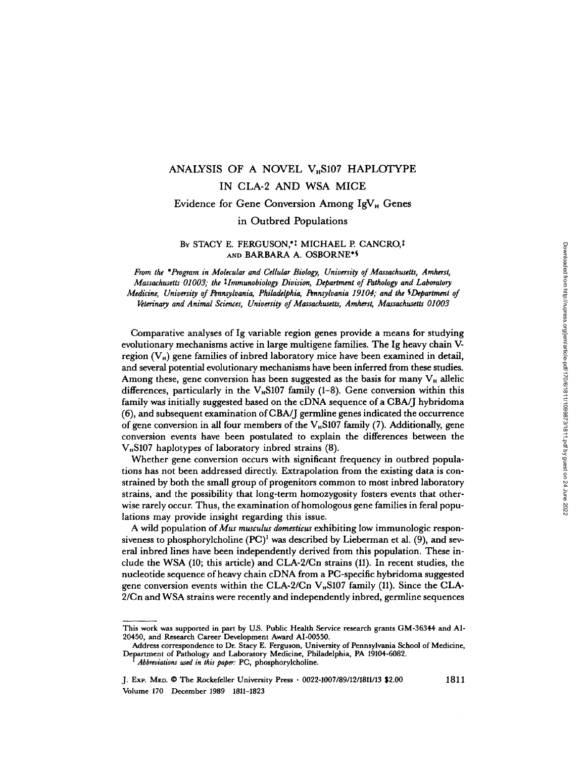# ANALYSIS OF A NOVEL $V_H$S107 HAPLOTYPE IN CLA-2 AND WSA MICE

## Evidence for Gene Conversion Among Ig$V_H$ Genes in Outbred Populations

By STACY E. FERGUSON,[*‡] MICHAEL P. CANCRO,[‡] AND BARBARA A. OSBORNE[*§]

*From the \*Program in Molecular and Cellular Biology, University of Massachusetts, Amherst, Massachusetts 01003; the ‡Immunobiology Division, Department of Pathology and Laboratory Medicine, University of Pennsylvania, Philadelphia, Pennsylvania 19104; and the §Department of Veterinary and Animal Sciences, University of Massachusetts, Amherst, Massachusetts 01003*

Comparative analyses of Ig variable region genes provide a means for studying evolutionary mechanisms active in large multigene families. The Ig heavy chain V-region ($V_H$) gene families of inbred laboratory mice have been examined in detail, and several potential evolutionary mechanisms have been inferred from these studies. Among these, gene conversion has been suggested as the basis for many $V_H$ allelic differences, particularly in the $V_H$S107 family (1–8). Gene conversion within this family was initially suggested based on the cDNA sequence of a CBA/J hybridoma (6), and subsequent examination of CBA/J germline genes indicated the occurrence of gene conversion in all four members of the $V_H$S107 family (7). Additionally, gene conversion events have been postulated to explain the differences between the $V_H$S107 haplotypes of laboratory inbred strains (8).

Whether gene conversion occurs with significant frequency in outbred populations has not been addressed directly. Extrapolation from the existing data is constrained by both the small group of progenitors common to most inbred laboratory strains, and the possibility that long-term homozygosity fosters events that otherwise rarely occur. Thus, the examination of homologous gene families in feral populations may provide insight regarding this issue.

A wild population of *Mus musculus domesticus* exhibiting low immunologic responsiveness to phosphorylcholine (PC)[1] was described by Lieberman et al. (9), and several inbred lines have been independently derived from this population. These include the WSA (10; this article) and CLA-2/Cn strains (11). In recent studies, the nucleotide sequence of heavy chain cDNA from a PC-specific hybridoma suggested gene conversion events within the CLA-2/Cn $V_H$S107 family (11). Since the CLA-2/Cn and WSA strains were recently and independently inbred, germline sequences

---

This work was supported in part by U.S. Public Health Service research grants GM-36344 and AI-20450, and Research Career Development Award AI-00550.

Address correspondence to Dr. Stacy E. Ferguson, University of Pennsylvania School of Medicine, Department of Pathology and Laboratory Medicine, Philadelphia, PA 19104-6082.

[1] *Abbreviations used in this paper:* PC, phosphorylcholine.

J. Exp. Med. © The Rockefeller University Press · 0022-1007/89/12/1811/13 $2.00
Volume 170 December 1989 1811–1823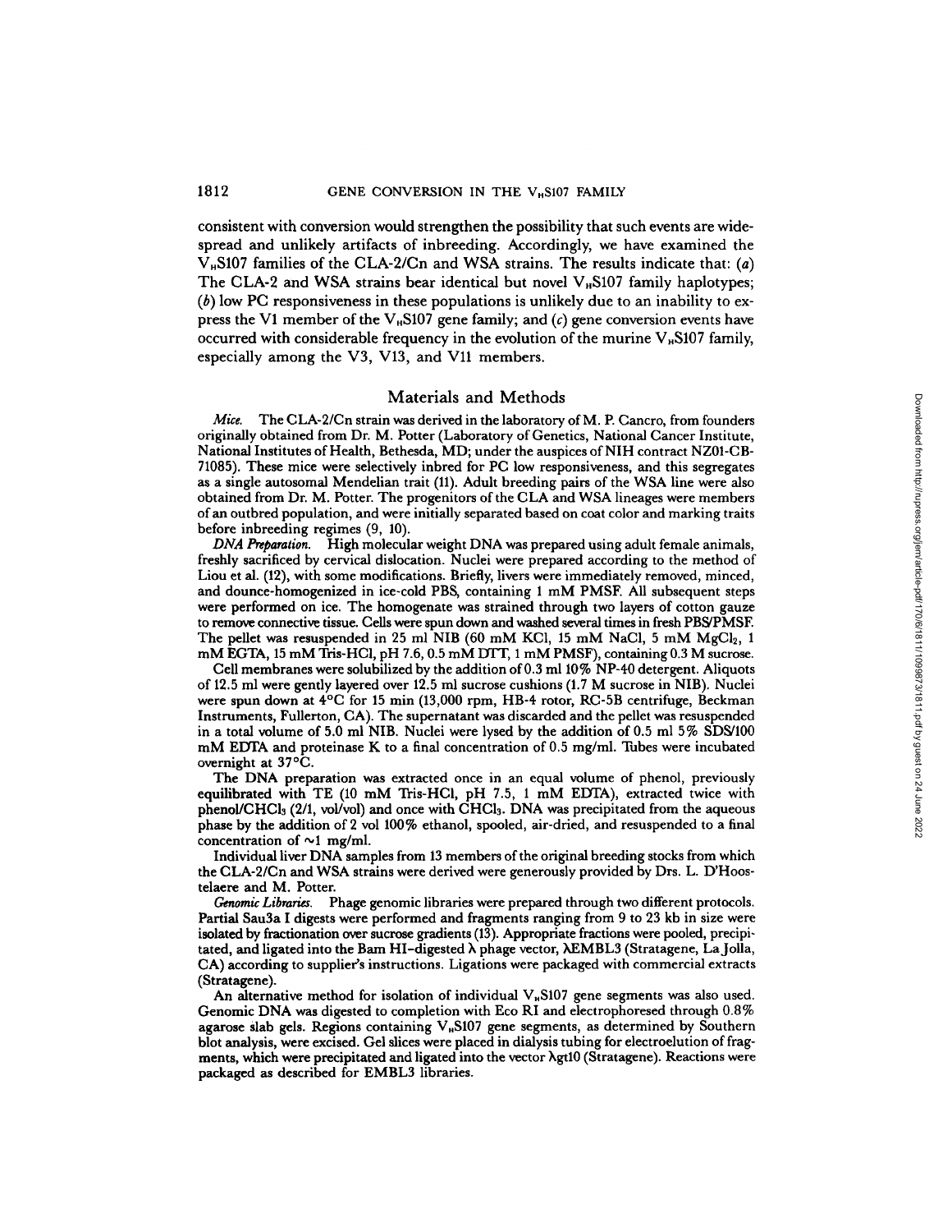consistent with conversion would strengthen the possibility that such events are widespread and unlikely artifacts of inbreeding. Accordingly, we have examined the $V_H$S107 families of the CLA-2/Cn and WSA strains. The results indicate that: (*a*) The CLA-2 and WSA strains bear identical but novel $V_H$S107 family haplotypes; (*b*) low PC responsiveness in these populations is unlikely due to an inability to express the V1 member of the $V_H$S107 gene family; and (*c*) gene conversion events have occurred with considerable frequency in the evolution of the murine $V_H$S107 family, especially among the V3, V13, and V11 members.

## Materials and Methods

*Mice.* The CLA-2/Cn strain was derived in the laboratory of M. P. Cancro, from founders originally obtained from Dr. M. Potter (Laboratory of Genetics, National Cancer Institute, National Institutes of Health, Bethesda, MD; under the auspices of NIH contract NZ01-CB-71085). These mice were selectively inbred for PC low responsiveness, and this segregates as a single autosomal Mendelian trait (11). Adult breeding pairs of the WSA line were also obtained from Dr. M. Potter. The progenitors of the CLA and WSA lineages were members of an outbred population, and were initially separated based on coat color and marking traits before inbreeding regimes (9, 10).

*DNA Preparation.* High molecular weight DNA was prepared using adult female animals, freshly sacrificed by cervical dislocation. Nuclei were prepared according to the method of Liou et al. (12), with some modifications. Briefly, livers were immediately removed, minced, and dounce-homogenized in ice-cold PBS, containing 1 mM PMSF. All subsequent steps were performed on ice. The homogenate was strained through two layers of cotton gauze to remove connective tissue. Cells were spun down and washed several times in fresh PBS/PMSF. The pellet was resuspended in 25 ml NIB (60 mM KCl, 15 mM NaCl, 5 mM $MgCl_2$, 1 mM EGTA, 15 mM Tris-HCl, pH 7.6, 0.5 mM DTT, 1 mM PMSF), containing 0.3 M sucrose.

Cell membranes were solubilized by the addition of 0.3 ml 10% NP-40 detergent. Aliquots of 12.5 ml were gently layered over 12.5 ml sucrose cushions (1.7 M sucrose in NIB). Nuclei were spun down at 4°C for 15 min (13,000 rpm, HB-4 rotor, RC-5B centrifuge, Beckman Instruments, Fullerton, CA). The supernatant was discarded and the pellet was resuspended in a total volume of 5.0 ml NIB. Nuclei were lysed by the addition of 0.5 ml 5% SDS/100 mM EDTA and proteinase K to a final concentration of 0.5 mg/ml. Tubes were incubated overnight at 37°C.

The DNA preparation was extracted once in an equal volume of phenol, previously equilibrated with TE (10 mM Tris-HCl, pH 7.5, 1 mM EDTA), extracted twice with phenol/$CHCl_3$ (2/1, vol/vol) and once with $CHCl_3$. DNA was precipitated from the aqueous phase by the addition of 2 vol 100% ethanol, spooled, air-dried, and resuspended to a final concentration of ~1 mg/ml.

Individual liver DNA samples from 13 members of the original breeding stocks from which the CLA-2/Cn and WSA strains were derived were generously provided by Drs. L. D'Hoostelaere and M. Potter.

*Genomic Libraries.* Phage genomic libraries were prepared through two different protocols. Partial Sau3a I digests were performed and fragments ranging from 9 to 23 kb in size were isolated by fractionation over sucrose gradients (13). Appropriate fractions were pooled, precipitated, and ligated into the Bam HI–digested λ phage vector, λEMBL3 (Stratagene, La Jolla, CA) according to supplier's instructions. Ligations were packaged with commercial extracts (Stratagene).

An alternative method for isolation of individual $V_H$S107 gene segments was also used. Genomic DNA was digested to completion with Eco RI and electrophoresed through 0.8% agarose slab gels. Regions containing $V_H$S107 gene segments, as determined by Southern blot analysis, were excised. Gel slices were placed in dialysis tubing for electroelution of fragments, which were precipitated and ligated into the vector λgt10 (Stratagene). Reactions were packaged as described for EMBL3 libraries.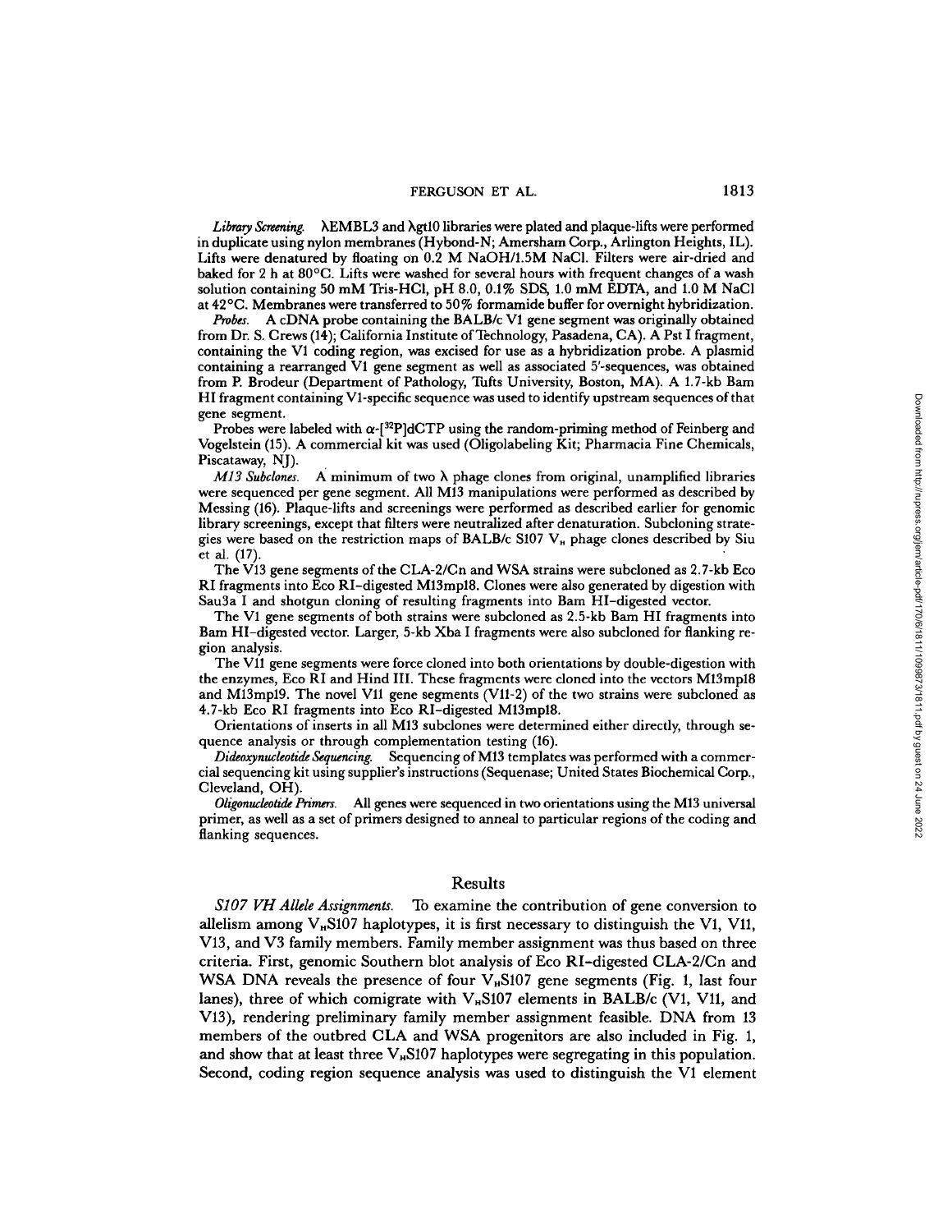*Library Screening.* λEMBL3 and λgt10 libraries were plated and plaque-lifts were performed in duplicate using nylon membranes (Hybond-N; Amersham Corp., Arlington Heights, IL). Lifts were denatured by floating on 0.2 M NaOH/1.5M NaCl. Filters were air-dried and baked for 2 h at 80°C. Lifts were washed for several hours with frequent changes of a wash solution containing 50 mM Tris-HCl, pH 8.0, 0.1% SDS, 1.0 mM EDTA, and 1.0 M NaCl at 42°C. Membranes were transferred to 50% formamide buffer for overnight hybridization.

*Probes.* A cDNA probe containing the BALB/c V1 gene segment was originally obtained from Dr. S. Crews (14); California Institute of Technology, Pasadena, CA). A Pst I fragment, containing the V1 coding region, was excised for use as a hybridization probe. A plasmid containing a rearranged V1 gene segment as well as associated 5'-sequences, was obtained from P. Brodeur (Department of Pathology, Tufts University, Boston, MA). A 1.7-kb Bam HI fragment containing V1-specific sequence was used to identify upstream sequences of that gene segment.

Probes were labeled with α-[$^{32}$P]dCTP using the random-priming method of Feinberg and Vogelstein (15). A commercial kit was used (Oligolabeling Kit; Pharmacia Fine Chemicals, Piscataway, NJ).

*M13 Subclones.* A minimum of two λ phage clones from original, unamplified libraries were sequenced per gene segment. All M13 manipulations were performed as described by Messing (16). Plaque-lifts and screenings were performed as described earlier for genomic library screenings, except that filters were neutralized after denaturation. Subcloning strategies were based on the restriction maps of BALB/c S107 $V_H$ phage clones described by Siu et al. (17).

The V13 gene segments of the CLA-2/Cn and WSA strains were subcloned as 2.7-kb Eco RI fragments into Eco RI-digested M13mp18. Clones were also generated by digestion with Sau3a I and shotgun cloning of resulting fragments into Bam HI-digested vector.

The V1 gene segments of both strains were subcloned as 2.5-kb Bam HI fragments into Bam HI-digested vector. Larger, 5-kb Xba I fragments were also subcloned for flanking region analysis.

The V11 gene segments were force cloned into both orientations by double-digestion with the enzymes, Eco RI and Hind III. These fragments were cloned into the vectors M13mp18 and M13mp19. The novel V11 gene segments (V11-2) of the two strains were subcloned as 4.7-kb Eco RI fragments into Eco RI-digested M13mp18.

Orientations of inserts in all M13 subclones were determined either directly, through sequence analysis or through complementation testing (16).

*Dideoxynucleotide Sequencing.* Sequencing of M13 templates was performed with a commercial sequencing kit using supplier's instructions (Sequenase; United States Biochemical Corp., Cleveland, OH).

*Oligonucleotide Primers.* All genes were sequenced in two orientations using the M13 universal primer, as well as a set of primers designed to anneal to particular regions of the coding and flanking sequences.

## Results

*S107 VH Allele Assignments.* To examine the contribution of gene conversion to allelism among $V_H$S107 haplotypes, it is first necessary to distinguish the V1, V11, V13, and V3 family members. Family member assignment was thus based on three criteria. First, genomic Southern blot analysis of Eco RI-digested CLA-2/Cn and WSA DNA reveals the presence of four $V_H$S107 gene segments (Fig. 1, last four lanes), three of which comigrate with $V_H$S107 elements in BALB/c (V1, V11, and V13), rendering preliminary family member assignment feasible. DNA from 13 members of the outbred CLA and WSA progenitors are also included in Fig. 1, and show that at least three $V_H$S107 haplotypes were segregating in this population. Second, coding region sequence analysis was used to distinguish the V1 element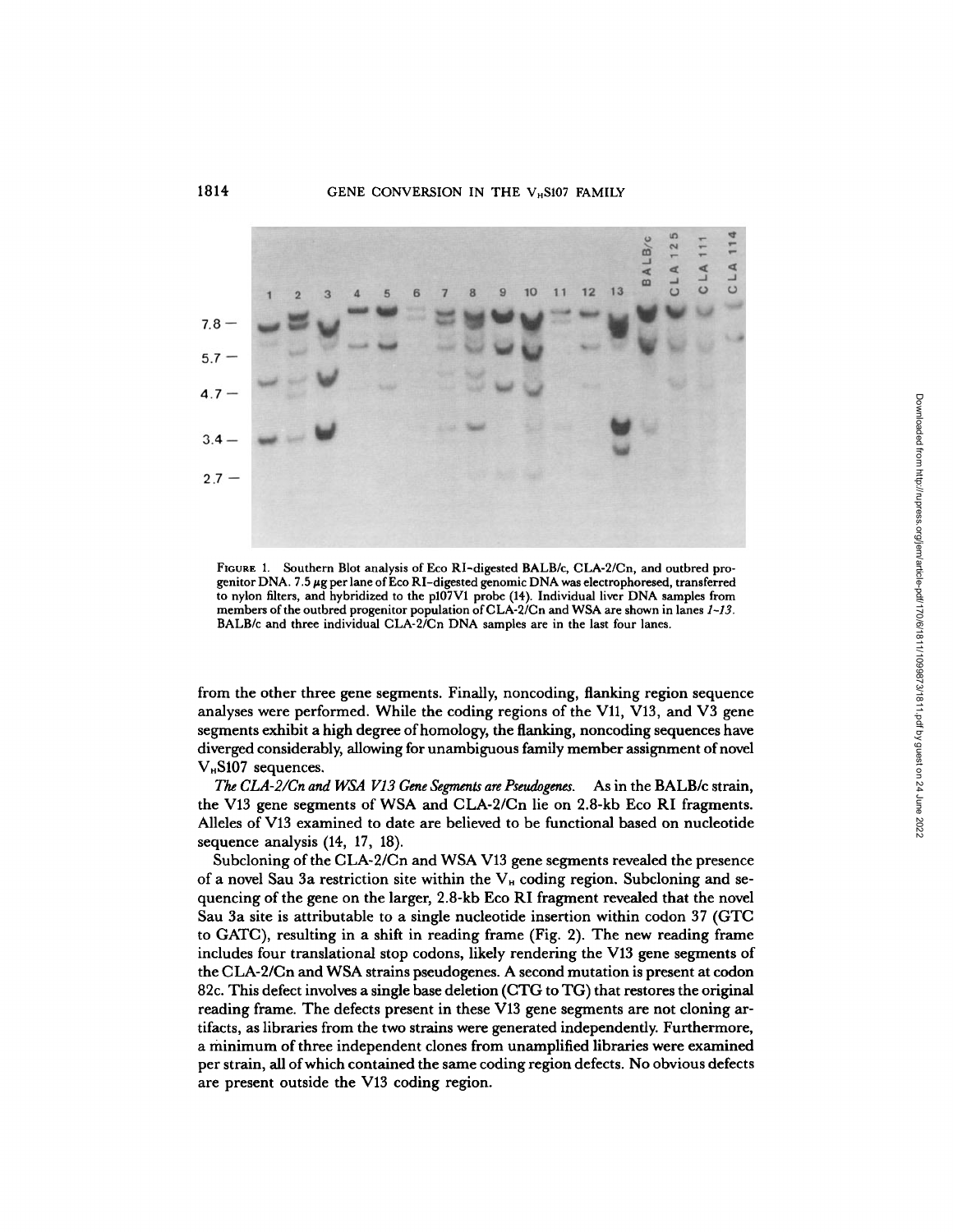FIGURE 1. Southern Blot analysis of Eco RI-digested BALB/c, CLA-2/Cn, and outbred progenitor DNA. 7.5 μg per lane of Eco RI-digested genomic DNA was electrophoresed, transferred to nylon filters, and hybridized to the p107V1 probe (14). Individual liver DNA samples from members of the outbred progenitor population of CLA-2/Cn and WSA are shown in lanes *1-13*. BALB/c and three individual CLA-2/Cn DNA samples are in the last four lanes.

from the other three gene segments. Finally, noncoding, flanking region sequence analyses were performed. While the coding regions of the V11, V13, and V3 gene segments exhibit a high degree of homology, the flanking, noncoding sequences have diverged considerably, allowing for unambiguous family member assignment of novel $V_H$S107 sequences.

*The CLA-2/Cn and WSA V13 Gene Segments are Pseudogenes.* As in the BALB/c strain, the V13 gene segments of WSA and CLA-2/Cn lie on 2.8-kb Eco RI fragments. Alleles of V13 examined to date are believed to be functional based on nucleotide sequence analysis (14, 17, 18).

Subcloning of the CLA-2/Cn and WSA V13 gene segments revealed the presence of a novel Sau 3a restriction site within the $V_H$ coding region. Subcloning and sequencing of the gene on the larger, 2.8-kb Eco RI fragment revealed that the novel Sau 3a site is attributable to a single nucleotide insertion within codon 37 (GTC to GATC), resulting in a shift in reading frame (Fig. 2). The new reading frame includes four translational stop codons, likely rendering the V13 gene segments of the CLA-2/Cn and WSA strains pseudogenes. A second mutation is present at codon 82c. This defect involves a single base deletion (CTG to TG) that restores the original reading frame. The defects present in these V13 gene segments are not cloning artifacts, as libraries from the two strains were generated independently. Furthermore, a minimum of three independent clones from unamplified libraries were examined per strain, all of which contained the same coding region defects. No obvious defects are present outside the V13 coding region.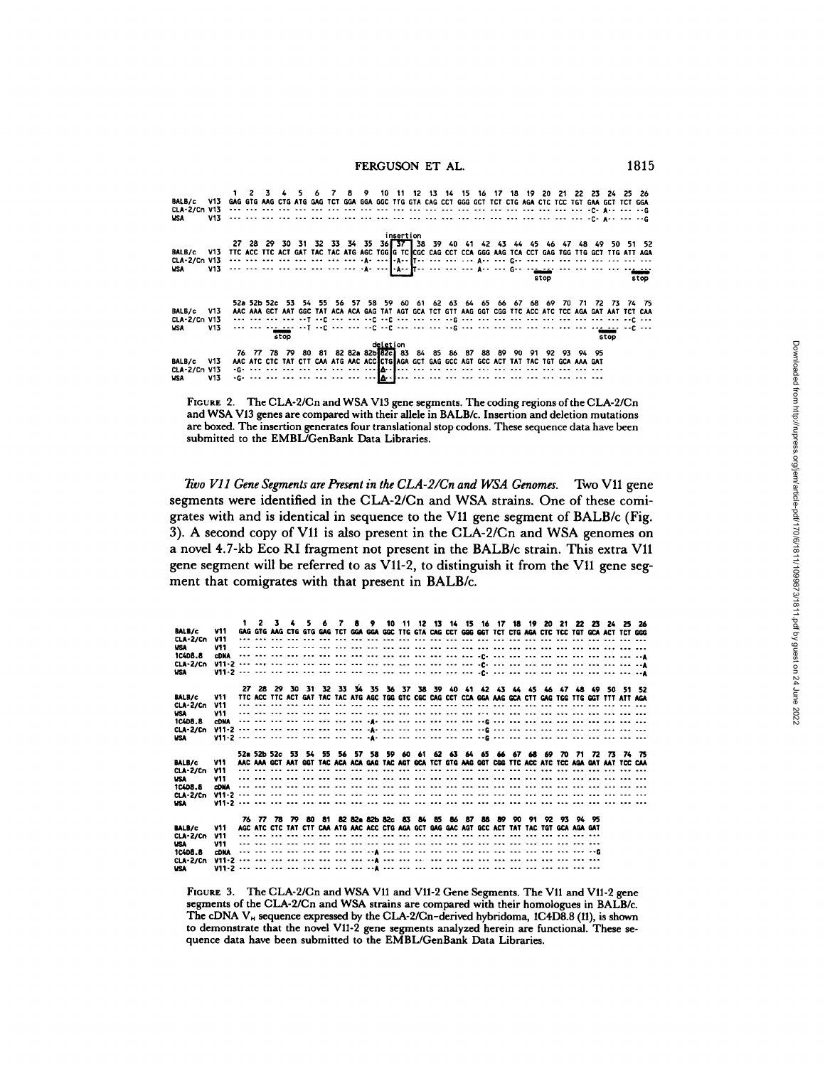```
              1   2   3   4   5   6   7   8   9   10  11  12  13  14  15  16  17  18  19  20  21  22  23  24  25  26
BALB/c   V13  GAG GTG AAG CTG ATG GAG TCT GGA GGA GGC TTG GTA CAG CCT GGG GCT TCT CTG AGA CTC TCC TGT GAA GCT TCT GGA
CLA-2/Cn V13  --- --- --- --- --- --- --- --- --- --- --- --- --- --- --- --- --- --- --- --- --- --- -C- A-- --- --G
WSA      V13  --- --- --- --- --- --- --- --- --- --- --- --- --- --- --- --- --- --- --- --- --- --- -C- A-- --- --G

                                                     insertion
              27  28  29  30  31  32  33  34  35  36 [ 37 ] 38  39  40  41  42  43  44  45  46  47  48  49  50  51  52
BALB/c   V13  TTC ACC TTC ACT GAT TAC TAC ATG AGC TGG [G TC] CGC CAG CCT CCA GGG AAG TCA CCT GAG TGG TTG GCT TTG ATT AGA
CLA-2/Cn V13  --- --- --- --- --- --- --- --- -A- --- [-A--] T-- --- --- --- A-- --- G-- --- --- --- --- --- --- --- ---
WSA      V13  --- --- --- --- --- --- --- --- -A- --- [-A--] T-- --- --- --- A-- --- G-- --- --- --- --- --- --- --- ---
                                                                                      stop                        stop

              52a 52b 52c 53  54  55  56  57  58  59  60  61  62  63  64  65  66  67  68  69  70  71  72  73  74  75
BALB/c   V13  AAC AAA GCT AAT GGC TAT ACA ACA GAG TAT AGT GCA TCT GTT AAG GGT CGG TTC ACC ATC TCC AGA GAT AAT TCT CAA
CLA-2/Cn V13  --- --- --- --- --T --C --- --- --C --C --- --- --- --G --- --- --- --- --- --- --- --- --- --- --C ---
WSA      V13  --- --- --- --- --T --C --- --- --C --C --- --- --- --G --- --- --- --- --- --- --- --- --- --- --C ---
                      stop                                                                                stop

                                                 deletion
              76  77  78  79  80  81  82  82a 82b [82c] 83  84  85  86  87  88  89  90  91  92  93  94  95
BALB/c   V13  AAC ATC CTC TAT CTT CAA ATG AAC ACC [CTG] AGA GCT GAG GCC AGT GCC ACT TAT TAC TGT GCA AAA GAT
CLA-2/Cn V13  -G- --- --- --- --- --- --- --- --- [Δ--] --- --- --- --- --- --- --- --- --- --- --- --- ---
WSA      V13  -G- --- --- --- --- --- --- --- --- [Δ--] --- --- --- --- --- --- --- --- --- --- --- --- ---
```

FIGURE 2. The CLA-2/Cn and WSA V13 gene segments. The coding regions of the CLA-2/Cn and WSA V13 genes are compared with their allele in BALB/c. Insertion and deletion mutations are boxed. The insertion generates four translational stop codons. These sequence data have been submitted to the EMBL/GenBank Data Libraries.

*Two V11 Gene Segments are Present in the CLA-2/Cn and WSA Genomes.* Two V11 gene segments were identified in the CLA-2/Cn and WSA strains. One of these comigrates with and is identical in sequence to the V11 gene segment of BALB/c (Fig. 3). A second copy of V11 is also present in the CLA-2/Cn and WSA genomes on a novel 4.7-kb Eco RI fragment not present in the BALB/c strain. This extra V11 gene segment will be referred to as V11-2, to distinguish it from the V11 gene segment that comigrates with that present in BALB/c.

```
                1   2   3   4   5   6   7   8   9   10  11  12  13  14  15  16  17  18  19  20  21  22  23  24  25  26
BALB/c   V11    GAG GTG AAG CTG GTG GAG TCT GGA GGA GGC TTG GTA CAG CCT GGG GGT TCT CTG AGA CTC TCC TGT GCA ACT TCT GGG
CLA-2/Cn V11    --- --- --- --- --- --- --- --- --- --- --- --- --- --- --- --- --- --- --- --- --- --- --- --- --- ---
WSA      V11    --- --- --- --- --- --- --- --- --- --- --- --- --- --- --- --- --- --- --- --- --- --- --- --- --- ---
1C4D8.8  cDNA   --- --- --- --- --- --- --- --- --- --- --- --- --- --- --- -C- --- --- --- --- --- --- --- --- --- --A
CLA-2/Cn V11-2  --- --- --- --- --- --- --- --- --- --- --- --- --- --- --- -C- --- --- --- --- --- --- --- --- --- --A
WSA      V11-2  --- --- --- --- --- --- --- --- --- --- --- --- --- --- --- -C- --- --- --- --- --- --- --- --- --- --A

                27  28  29  30  31  32  33  34  35  36  37  38  39  40  41  42  43  44  45  46  47  48  49  50  51  52
BALB/c   V11    TTC ACC TTC ACT GAT TAC TAC ATG AGC TGG GTC CGC CAG CCT CCA GGA AAG GCA CTT GAG TGG TTG GGT TTT ATT AGA
CLA-2/Cn V11    --- --- --- --- --- --- --- --- --- --- --- --- --- --- --- --- --- --- --- --- --- --- --- --- --- ---
WSA      V11    --- --- --- --- --- --- --- --- --- --- --- --- --- --- --- --- --- --- --- --- --- --- --- --- --- ---
1C4D8.8  cDNA   --- --- --- --- --- --- --- --- -A- --- --- --- --- --- --- --G --- --- --- --- --- --- --- --- --- ---
CLA-2/Cn V11-2  --- --- --- --- --- --- --- --- -A- --- --- --- --- --- --- --G --- --- --- --- --- --- --- --- --- ---
WSA      V11-2  --- --- --- --- --- --- --- --- -A- --- --- --- --- --- --- --G --- --- --- --- --- --- --- --- --- ---

                52a 52b 52c 53  54  55  56  57  58  59  60  61  62  63  64  65  66  67  68  69  70  71  72  73  74  75
BALB/c   V11    AAC AAA GCT AAT GGT TAC ACA ACA GAG TAC AGT GCA TCT GTG AAG GGT CGG TTC ACC ATC TCC AGA GAT AAT TCC CAA
CLA-2/Cn V11    --- --- --- --- --- --- --- --- --- --- --- --- --- --- --- --- --- --- --- --- --- --- --- --- --- ---
WSA      V11    --- --- --- --- --- --- --- --- --- --- --- --- --- --- --- --- --- --- --- --- --- --- --- --- --- ---
1C4D8.8  cDNA   --- --- --- --- --- --- --- --- --- --- --- --- --- --- --- --- --- --- --- --- --- --- --- --- --- ---
CLA-2/Cn V11-2  --- --- --- --- --- --- --- --- --- --- --- --- --- --- --- --- --- --- --- --- --- --- --- --- --- ---
WSA      V11-2  --- --- --- --- --- --- --- --- --- --- --- --- --- --- --- --- --- --- --- --- --- --- --- --- --- ---

                76  77  78  79  80  81  82  82a 82b 82c 83  84  85  86  87  88  89  90  91  92  93  94  95
BALB/c   V11    AGC ATC CTC TAT CTT CAA ATG AAC ACC CTG AGA GCT GAG GAC AGT GCC ACT TAT TAC TGT GCA AGA GAT
CLA-2/Cn V11    --- --- --- --- --- --- --- --- --- --- --- --- --- --- --- --- --- --- --- --- --- ---
WSA      V11    --- --- --- --- --- --- --- --- --- --- --- --- --- --- --- --- --- --- --- --- --- ---
1C4D8.8  cDNA   --- --- --- --- --- --- --- --- --A --- --- --- --- --- --- --- --- --- --- --- --- --- --G
CLA-2/Cn V11-2  --- --- --- --- --- --- --- --- --A --- --- --- --- --- --- --- --- --- --- --- --- ---
WSA      V11-2  --- --- --- --- --- --- --- --- --A --- --- --- --- --- --- --- --- --- --- --- --- ---
```

FIGURE 3. The CLA-2/Cn and WSA V11 and V11-2 Gene Segments. The V11 and V11-2 gene segments of the CLA-2/Cn and WSA strains are compared with their homologues in BALB/c. The cDNA $V_H$ sequence expressed by the CLA-2/Cn-derived hybridoma, 1C4D8.8 (11), is shown to demonstrate that the novel V11-2 gene segments analyzed herein are functional. These sequence data have been submitted to the EMBL/GenBank Data Libraries.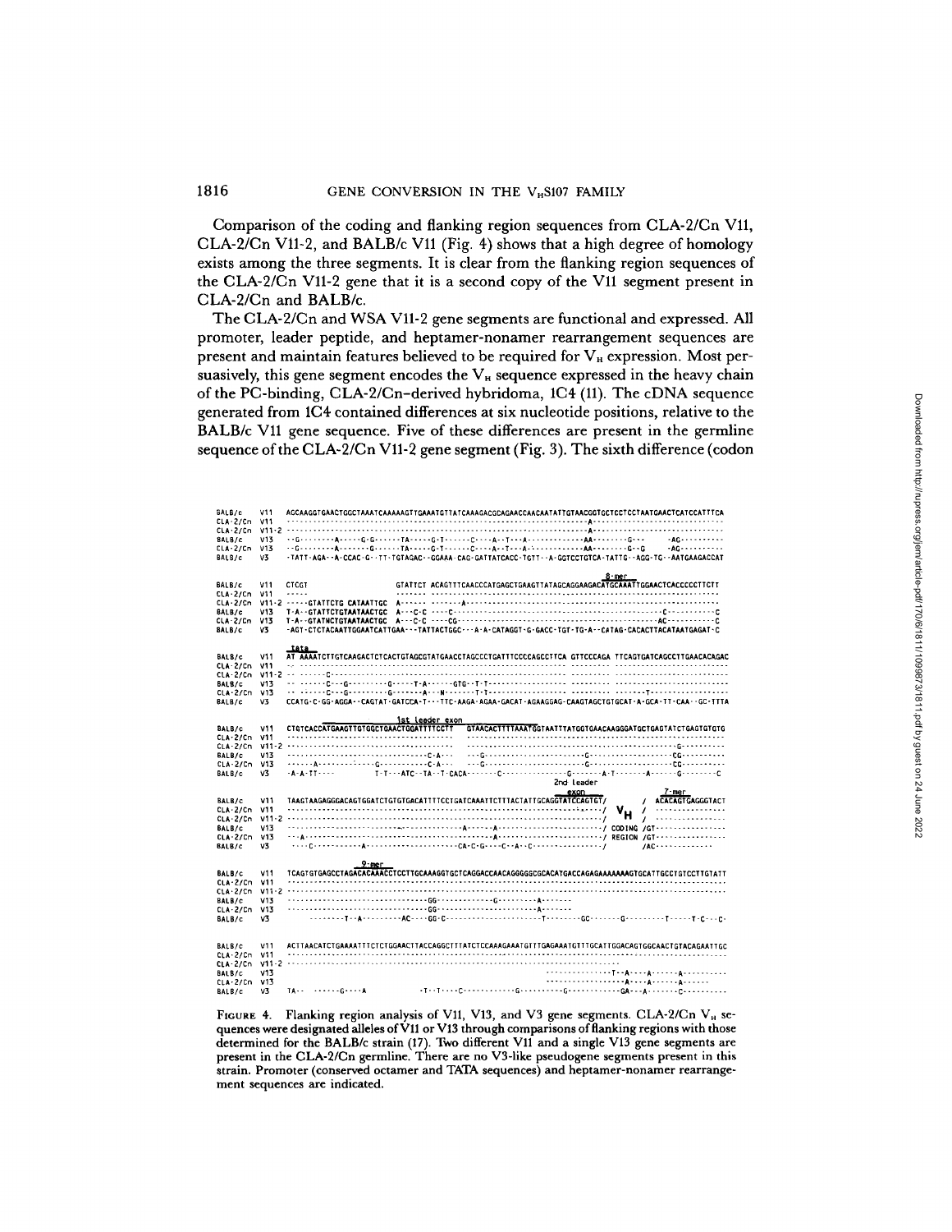Comparison of the coding and flanking region sequences from CLA-2/Cn V11, CLA-2/Cn V11-2, and BALB/c V11 (Fig. 4) shows that a high degree of homology exists among the three segments. It is clear from the flanking region sequences of the CLA-2/Cn V11-2 gene that it is a second copy of the V11 segment present in CLA-2/Cn and BALB/c.

The CLA-2/Cn and WSA V11-2 gene segments are functional and expressed. All promoter, leader peptide, and heptamer-nonamer rearrangement sequences are present and maintain features believed to be required for $V_H$ expression. Most persuasively, this gene segment encodes the $V_H$ sequence expressed in the heavy chain of the PC-binding, CLA-2/Cn–derived hybridoma, 1C4 (11). The cDNA sequence generated from 1C4 contained differences at six nucleotide positions, relative to the BALB/c V11 gene sequence. Five of these differences are present in the germline sequence of the CLA-2/Cn V11-2 gene segment (Fig. 3). The sixth difference (codon

FIGURE 4. Flanking region analysis of V11, V13, and V3 gene segments. CLA-2/Cn $V_H$ sequences were designated alleles of V11 or V13 through comparisons of flanking regions with those determined for the BALB/c strain (17). Two different V11 and a single V13 gene segments are present in the CLA-2/Cn germline. There are no V3-like pseudogene segments present in this strain. Promoter (conserved octamer and TATA sequences) and heptamer-nonamer rearrangement sequences are indicated.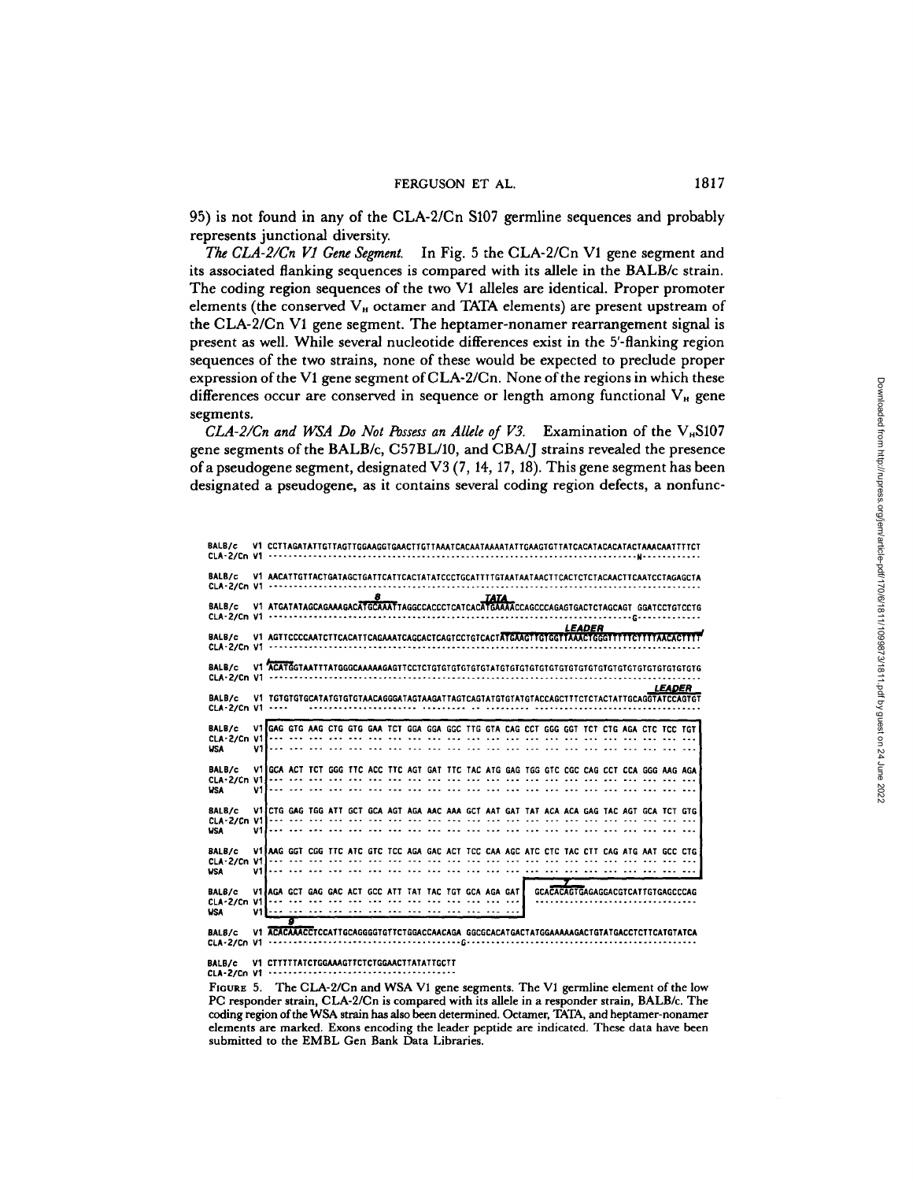95) is not found in any of the CLA-2/Cn S107 germline sequences and probably represents junctional diversity.

*The CLA-2/Cn V1 Gene Segment.* In Fig. 5 the CLA-2/Cn V1 gene segment and its associated flanking sequences is compared with its allele in the BALB/c strain. The coding region sequences of the two V1 alleles are identical. Proper promoter elements (the conserved $V_H$ octamer and TATA elements) are present upstream of the CLA-2/Cn V1 gene segment. The heptamer-nonamer rearrangement signal is present as well. While several nucleotide differences exist in the 5'-flanking region sequences of the two strains, none of these would be expected to preclude proper expression of the V1 gene segment of CLA-2/Cn. None of the regions in which these differences occur are conserved in sequence or length among functional $V_H$ gene segments.

*CLA-2/Cn and WSA Do Not Possess an Allele of V3.* Examination of the $V_H$S107 gene segments of the BALB/c, C57BL/10, and CBA/J strains revealed the presence of a pseudogene segment, designated V3 (7, 14, 17, 18). This gene segment has been designated a pseudogene, as it contains several coding region defects, a nonfunc-

```
BALB/c   V1 CCTTAGATATTGTTAGTTGGAAGGTGAACTTGTTAAATCACAATAAAATATTGAAGTGTTATCACATACACATACTAAACAATTTTCT
CLA-2/Cn V1 ----------------------------------------------------------------------------N-----------

BALB/c   V1 AACATTGTTACTGATAGCTGATTCATTCACTATATCCCTGCATTTTGTAATAATAACTTCACTCTCTACAACTTCAATCCTAGAGCTA
CLA-2/Cn V1 ----------------------------------------------------------------------------------------

                              8                   TATA
BALB/c   V1 ATGATATAGCAGAAAGACATGCAAATTAGGCCACCCTCATCACATGAAAACCAGCCCAGAGTGACTCTAGCAGT GGATCCTGTCCTG
CLA-2/Cn V1 -----------------------------------------------------------------------------G------------

                                                                           LEADER
BALB/c   V1 AGTTCCCCAATCTTCACATTCAGAAATCAGCACTCAGTCCTGTCACTATGAAGTTGTGGTTAAACTGGGTTTTTCTTTTAACACTTTT
CLA-2/Cn V1 ----------------------------------------------------------------------------------------

BALB/c   V1 ACATGGTAATTTATGGGCAAAAAGAGTTCCTCTGTGTGTGTGTGTATGTGTGTGTGTGTGTGTGTGTGTGTGTGTGTGTGTGTGTG
CLA-2/Cn V1 ----------------------------------------------------------------------------------------

                                                                                      LEADER
BALB/c   V1 TGTGTGTGCATATGTGTGTAACAGGGATAGTAAGATTAGTCAGTATGTGTATGTACCAGCTTTCTCTACTATTGCAGGTATCCAGTGT
CLA-2/Cn V1 ----     ---------------------- ---------- -- -------- ---------------------------------

BALB/c   V1 GAG GTG AAG CTG GTG GAA TCT GGA GGA GGC TTG GTA CAG CCT GGG GGT TCT CTG AGA CTC TCC TGT
CLA-2/Cn V1 --- --- --- --- --- --- --- --- --- --- --- --- --- --- --- --- --- --- --- --- --- ---
WSA      V1 --- --- --- --- --- --- --- --- --- --- --- --- --- --- --- --- --- --- --- --- --- ---

BALB/c   V1 GCA ACT TCT GGG TTC ACC TTC AGT GAT TTC TAC ATG GAG TGG GTC CGC CAG CCT CCA GGG AAG AGA
CLA-2/Cn V1 --- --- --- --- --- --- --- --- --- --- --- --- --- --- --- --- --- --- --- --- --- ---
WSA      V1 --- --- --- --- --- --- --- --- --- --- --- --- --- --- --- --- --- --- --- --- --- ---

BALB/c   V1 CTG GAG TGG ATT GCT GCA AGT AGA AAC AAA GCT AAT GAT TAT ACA ACA GAG TAC AGT GCA TCT GTG
CLA-2/Cn V1 --- --- --- --- --- --- --- --- --- --- --- --- --- --- --- --- --- --- --- --- --- ---
WSA      V1 --- --- --- --- --- --- --- --- --- --- --- --- --- --- --- --- --- --- --- --- --- ---

BALB/c   V1 AAG GGT CGG TTC ATC GTC TCC AGA GAC ACT TCC CAA AGC ATC CTC TAC CTT CAG ATG AAT GCC CTG
CLA-2/Cn V1 --- --- --- --- --- --- --- --- --- --- --- --- --- --- --- --- --- --- --- --- --- ---
WSA      V1 --- --- --- --- --- --- --- --- --- --- --- --- --- --- --- --- --- --- --- --- --- ---

                                                            7
BALB/c   V1 AGA GCT GAG GAC ACT GCC ATT TAT TAC TGT GCA AGA GAT   GCACACAGTGAGAGGACGTCATTGTGAGCCCAG
CLA-2/Cn V1 --- --- --- --- --- --- --- --- --- --- --- --- ---   ------------------------------
WSA      V1 --- --- --- --- --- --- --- --- --- --- --- --- ---

               9
BALB/c   V1 ACACAAACCTCCATTGCAGGGGTGTTCTGGACCAACAGA GGCGCACATGACTATGGAAAAAGACTGTATGACCTCTTCATGTATCA
CLA-2/Cn V1 ---------------------------------------G-----------------------------------------------

BALB/c   V1 CTTTTTATCTGGAAAGTTCTCTGGAACTTATATTGCTT
CLA-2/Cn V1 --------------------------------------
```

FIGURE 5. The CLA-2/Cn and WSA V1 gene segments. The V1 germline element of the low PC responder strain, CLA-2/Cn is compared with its allele in a responder strain, BALB/c. The coding region of the WSA strain has also been determined. Octamer, TATA, and heptamer-nonamer elements are marked. Exons encoding the leader peptide are indicated. These data have been submitted to the EMBL Gen Bank Data Libraries.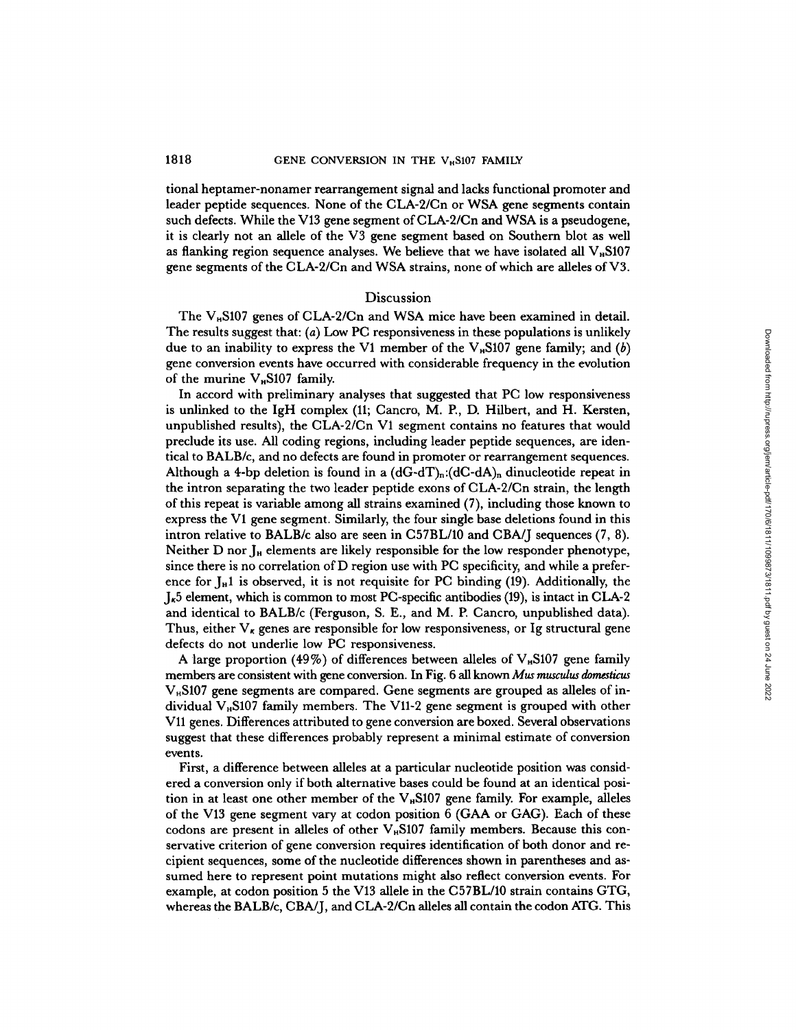tional heptamer-nonamer rearrangement signal and lacks functional promoter and leader peptide sequences. None of the CLA-2/Cn or WSA gene segments contain such defects. While the V13 gene segment of CLA-2/Cn and WSA is a pseudogene, it is clearly not an allele of the V3 gene segment based on Southern blot as well as flanking region sequence analyses. We believe that we have isolated all $V_HS107$ gene segments of the CLA-2/Cn and WSA strains, none of which are alleles of V3.

## Discussion

The $V_HS107$ genes of CLA-2/Cn and WSA mice have been examined in detail. The results suggest that: (*a*) Low PC responsiveness in these populations is unlikely due to an inability to express the V1 member of the $V_HS107$ gene family; and (*b*) gene conversion events have occurred with considerable frequency in the evolution of the murine $V_HS107$ family.

In accord with preliminary analyses that suggested that PC low responsiveness is unlinked to the IgH complex (11; Cancro, M. P., D. Hilbert, and H. Kersten, unpublished results), the CLA-2/Cn V1 segment contains no features that would preclude its use. All coding regions, including leader peptide sequences, are identical to BALB/c, and no defects are found in promoter or rearrangement sequences. Although a 4-bp deletion is found in a $(dG\text{-}dT)_n\text{:}(dC\text{-}dA)_n$ dinucleotide repeat in the intron separating the two leader peptide exons of CLA-2/Cn strain, the length of this repeat is variable among all strains examined (7), including those known to express the V1 gene segment. Similarly, the four single base deletions found in this intron relative to BALB/c also are seen in C57BL/10 and CBA/J sequences (7, 8). Neither D nor $J_H$ elements are likely responsible for the low responder phenotype, since there is no correlation of D region use with PC specificity, and while a preference for $J_H1$ is observed, it is not requisite for PC binding (19). Additionally, the $J_\kappa5$ element, which is common to most PC-specific antibodies (19), is intact in CLA-2 and identical to BALB/c (Ferguson, S. E., and M. P. Cancro, unpublished data). Thus, either $V_\kappa$ genes are responsible for low responsiveness, or Ig structural gene defects do not underlie low PC responsiveness.

A large proportion (49%) of differences between alleles of $V_HS107$ gene family members are consistent with gene conversion. In Fig. 6 all known *Mus musculus domesticus* $V_HS107$ gene segments are compared. Gene segments are grouped as alleles of individual $V_HS107$ family members. The V11-2 gene segment is grouped with other V11 genes. Differences attributed to gene conversion are boxed. Several observations suggest that these differences probably represent a minimal estimate of conversion events.

First, a difference between alleles at a particular nucleotide position was considered a conversion only if both alternative bases could be found at an identical position in at least one other member of the $V_HS107$ gene family. For example, alleles of the V13 gene segment vary at codon position 6 (GAA or GAG). Each of these codons are present in alleles of other $V_HS107$ family members. Because this conservative criterion of gene conversion requires identification of both donor and recipient sequences, some of the nucleotide differences shown in parentheses and assumed here to represent point mutations might also reflect conversion events. For example, at codon position 5 the V13 allele in the C57BL/10 strain contains GTG, whereas the BALB/c, CBA/J, and CLA-2/Cn alleles all contain the codon ATG. This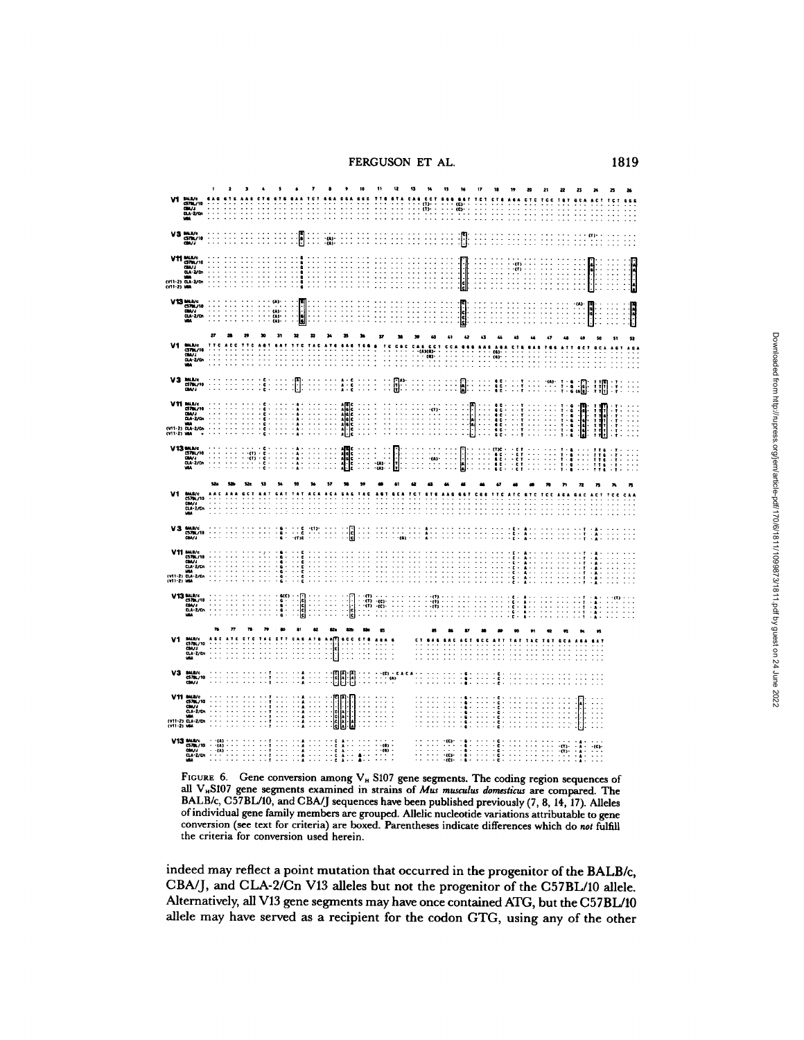FIGURE 6. Gene conversion among $V_H$ S107 gene segments. The coding region sequences of all $V_H$S107 gene segments examined in strains of *Mus musculus domesticus* are compared. The BALB/c, C57BL/10, and CBA/J sequences have been published previously (7, 8, 14, 17). Alleles of individual gene family members are grouped. Allelic nucleotide variations attributable to gene conversion (see text for criteria) are boxed. Parentheses indicate differences which do *not* fulfill the criteria for conversion used herein.

indeed may reflect a point mutation that occurred in the progenitor of the BALB/c, CBA/J, and CLA-2/Cn V13 alleles but not the progenitor of the C57BL/10 allele. Alternatively, all V13 gene segments may have once contained ATG, but the C57BL/10 allele may have served as a recipient for the codon GTG, using any of the other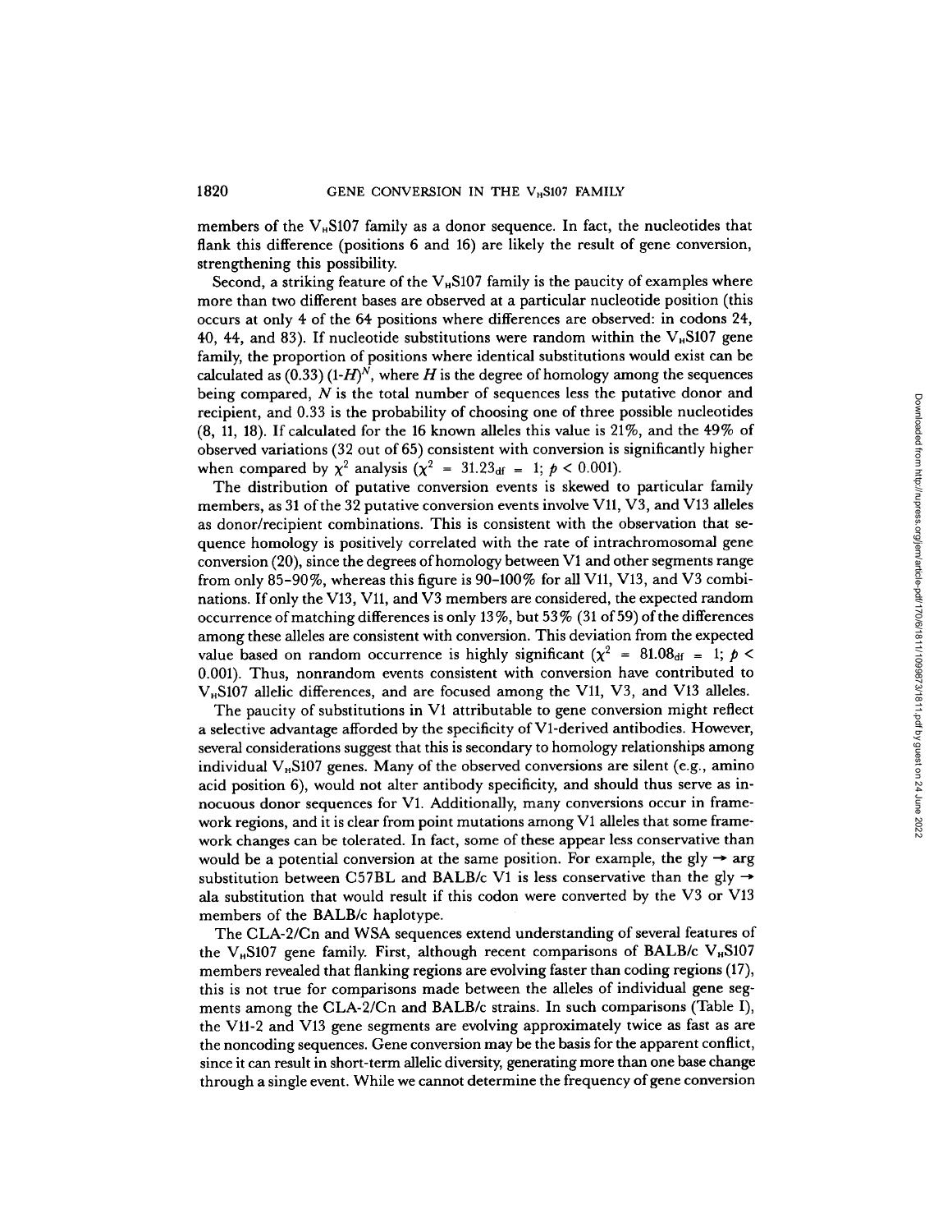members of the $V_HS107$ family as a donor sequence. In fact, the nucleotides that flank this difference (positions 6 and 16) are likely the result of gene conversion, strengthening this possibility.

Second, a striking feature of the $V_HS107$ family is the paucity of examples where more than two different bases are observed at a particular nucleotide position (this occurs at only 4 of the 64 positions where differences are observed: in codons 24, 40, 44, and 83). If nucleotide substitutions were random within the $V_HS107$ gene family, the proportion of positions where identical substitutions would exist can be calculated as $(0.33)\,(1\text{-}H)^N$, where $H$ is the degree of homology among the sequences being compared, $N$ is the total number of sequences less the putative donor and recipient, and 0.33 is the probability of choosing one of three possible nucleotides (8, 11, 18). If calculated for the 16 known alleles this value is 21%, and the 49% of observed variations (32 out of 65) consistent with conversion is significantly higher when compared by $\chi^2$ analysis ($\chi^2 = 31.23_{df} = 1$; $p < 0.001$).

The distribution of putative conversion events is skewed to particular family members, as 31 of the 32 putative conversion events involve V11, V3, and V13 alleles as donor/recipient combinations. This is consistent with the observation that sequence homology is positively correlated with the rate of intrachromosomal gene conversion (20), since the degrees of homology between V1 and other segments range from only 85–90%, whereas this figure is 90–100% for all V11, V13, and V3 combinations. If only the V13, V11, and V3 members are considered, the expected random occurrence of matching differences is only 13%, but 53% (31 of 59) of the differences among these alleles are consistent with conversion. This deviation from the expected value based on random occurrence is highly significant ($\chi^2 = 81.08_{df} = 1$; $p <$ 0.001). Thus, nonrandom events consistent with conversion have contributed to $V_HS107$ allelic differences, and are focused among the V11, V3, and V13 alleles.

The paucity of substitutions in V1 attributable to gene conversion might reflect a selective advantage afforded by the specificity of V1-derived antibodies. However, several considerations suggest that this is secondary to homology relationships among individual $V_HS107$ genes. Many of the observed conversions are silent (e.g., amino acid position 6), would not alter antibody specificity, and should thus serve as innocuous donor sequences for V1. Additionally, many conversions occur in framework regions, and it is clear from point mutations among V1 alleles that some framework changes can be tolerated. In fact, some of these appear less conservative than would be a potential conversion at the same position. For example, the gly → arg substitution between C57BL and BALB/c V1 is less conservative than the gly → ala substitution that would result if this codon were converted by the V3 or V13 members of the BALB/c haplotype.

The CLA-2/Cn and WSA sequences extend understanding of several features of the $V_HS107$ gene family. First, although recent comparisons of BALB/c $V_HS107$ members revealed that flanking regions are evolving faster than coding regions (17), this is not true for comparisons made between the alleles of individual gene segments among the CLA-2/Cn and BALB/c strains. In such comparisons (Table I), the V11-2 and V13 gene segments are evolving approximately twice as fast as are the noncoding sequences. Gene conversion may be the basis for the apparent conflict, since it can result in short-term allelic diversity, generating more than one base change through a single event. While we cannot determine the frequency of gene conversion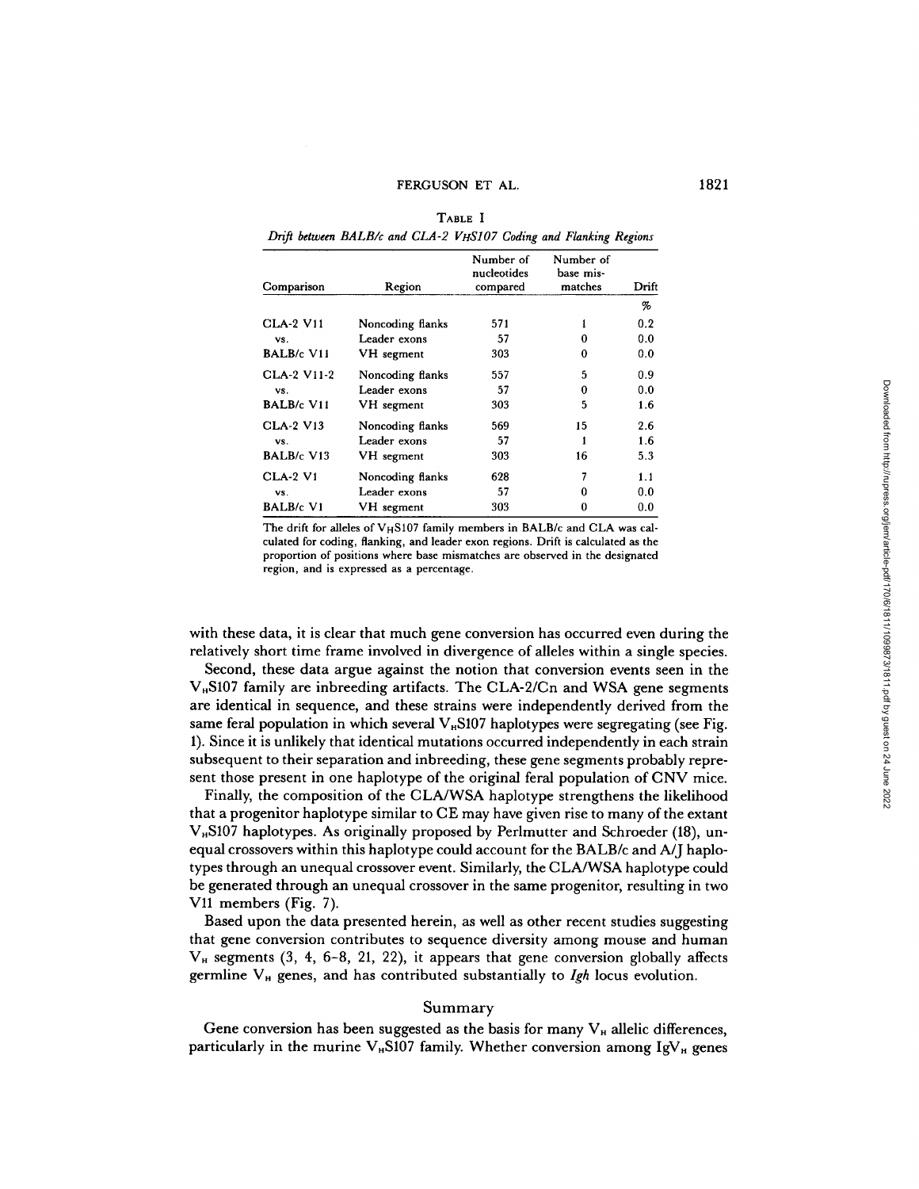TABLE I

*Drift between BALB/c and CLA-2 $V_HS107$ Coding and Flanking Regions*

| Comparison | Region | Number of nucleotides compared | Number of base mismatches | Drift |
|---|---|---|---|---|
| | | | | % |
| CLA-2 V11 | Noncoding flanks | 571 | 1 | 0.2 |
| vs. | Leader exons | 57 | 0 | 0.0 |
| BALB/c V11 | VH segment | 303 | 0 | 0.0 |
| CLA-2 V11-2 | Noncoding flanks | 557 | 5 | 0.9 |
| vs. | Leader exons | 57 | 0 | 0.0 |
| BALB/c V11 | VH segment | 303 | 5 | 1.6 |
| CLA-2 V13 | Noncoding flanks | 569 | 15 | 2.6 |
| vs. | Leader exons | 57 | 1 | 1.6 |
| BALB/c V13 | VH segment | 303 | 16 | 5.3 |
| CLA-2 V1 | Noncoding flanks | 628 | 7 | 1.1 |
| vs. | Leader exons | 57 | 0 | 0.0 |
| BALB/c V1 | VH segment | 303 | 0 | 0.0 |

The drift for alleles of $V_HS107$ family members in BALB/c and CLA was calculated for coding, flanking, and leader exon regions. Drift is calculated as the proportion of positions where base mismatches are observed in the designated region, and is expressed as a percentage.

with these data, it is clear that much gene conversion has occurred even during the relatively short time frame involved in divergence of alleles within a single species.

Second, these data argue against the notion that conversion events seen in the $V_HS107$ family are inbreeding artifacts. The CLA-2/Cn and WSA gene segments are identical in sequence, and these strains were independently derived from the same feral population in which several $V_HS107$ haplotypes were segregating (see Fig. 1). Since it is unlikely that identical mutations occurred independently in each strain subsequent to their separation and inbreeding, these gene segments probably represent those present in one haplotype of the original feral population of CNV mice.

Finally, the composition of the CLA/WSA haplotype strengthens the likelihood that a progenitor haplotype similar to CE may have given rise to many of the extant $V_HS107$ haplotypes. As originally proposed by Perlmutter and Schroeder (18), unequal crossovers within this haplotype could account for the BALB/c and A/J haplotypes through an unequal crossover event. Similarly, the CLA/WSA haplotype could be generated through an unequal crossover in the same progenitor, resulting in two V11 members (Fig. 7).

Based upon the data presented herein, as well as other recent studies suggesting that gene conversion contributes to sequence diversity among mouse and human $V_H$ segments (3, 4, 6–8, 21, 22), it appears that gene conversion globally affects germline $V_H$ genes, and has contributed substantially to *Igh* locus evolution.

## Summary

Gene conversion has been suggested as the basis for many $V_H$ allelic differences, particularly in the murine $V_HS107$ family. Whether conversion among $IgV_H$ genes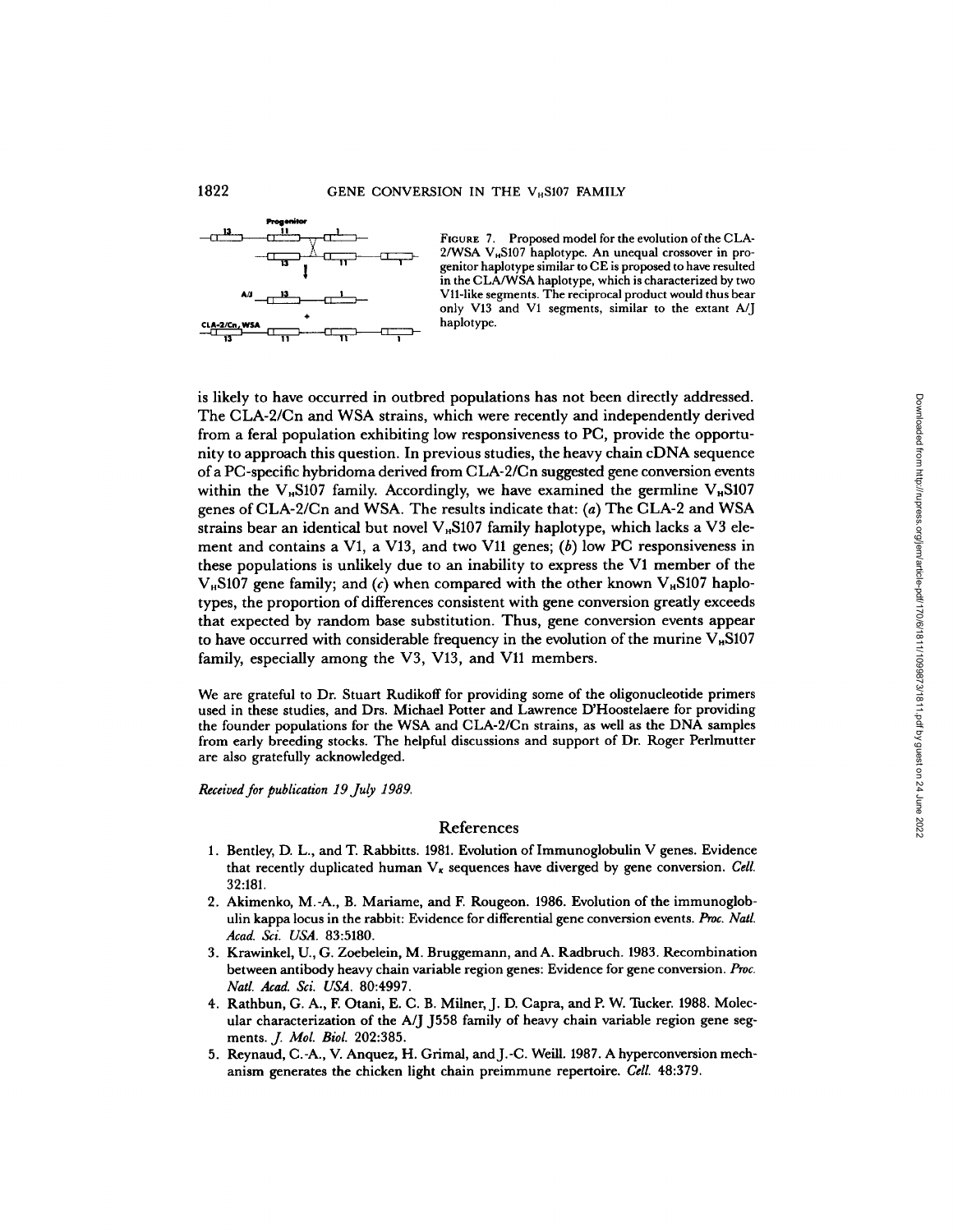FIGURE 7. Proposed model for the evolution of the CLA-2/WSA $V_H$S107 haplotype. An unequal crossover in progenitor haplotype similar to CE is proposed to have resulted in the CLA/WSA haplotype, which is characterized by two V11-like segments. The reciprocal product would thus bear only V13 and V1 segments, similar to the extant A/J haplotype.

is likely to have occurred in outbred populations has not been directly addressed. The CLA-2/Cn and WSA strains, which were recently and independently derived from a feral population exhibiting low responsiveness to PC, provide the opportunity to approach this question. In previous studies, the heavy chain cDNA sequence of a PC-specific hybridoma derived from CLA-2/Cn suggested gene conversion events within the $V_H$S107 family. Accordingly, we have examined the germline $V_H$S107 genes of CLA-2/Cn and WSA. The results indicate that: (*a*) The CLA-2 and WSA strains bear an identical but novel $V_H$S107 family haplotype, which lacks a V3 element and contains a V1, a V13, and two V11 genes; (*b*) low PC responsiveness in these populations is unlikely due to an inability to express the V1 member of the $V_H$S107 gene family; and (*c*) when compared with the other known $V_H$S107 haplotypes, the proportion of differences consistent with gene conversion greatly exceeds that expected by random base substitution. Thus, gene conversion events appear to have occurred with considerable frequency in the evolution of the murine $V_H$S107 family, especially among the V3, V13, and V11 members.

We are grateful to Dr. Stuart Rudikoff for providing some of the oligonucleotide primers used in these studies, and Drs. Michael Potter and Lawrence D'Hoostelaere for providing the founder populations for the WSA and CLA-2/Cn strains, as well as the DNA samples from early breeding stocks. The helpful discussions and support of Dr. Roger Perlmutter are also gratefully acknowledged.

*Received for publication 19 July 1989.*

## References

1. Bentley, D. L., and T. Rabbitts. 1981. Evolution of Immunoglobulin V genes. Evidence that recently duplicated human $V_\kappa$ sequences have diverged by gene conversion. *Cell.* 32:181.
2. Akimenko, M.-A., B. Mariame, and F. Rougeon. 1986. Evolution of the immunoglobulin kappa locus in the rabbit: Evidence for differential gene conversion events. *Proc. Natl. Acad. Sci. USA.* 83:5180.
3. Krawinkel, U., G. Zoebelein, M. Bruggemann, and A. Radbruch. 1983. Recombination between antibody heavy chain variable region genes: Evidence for gene conversion. *Proc. Natl. Acad. Sci. USA.* 80:4997.
4. Rathbun, G. A., F. Otani, E. C. B. Milner, J. D. Capra, and P. W. Tucker. 1988. Molecular characterization of the A/J J558 family of heavy chain variable region gene segments. *J. Mol. Biol.* 202:385.
5. Reynaud, C.-A., V. Anquez, H. Grimal, and J.-C. Weill. 1987. A hyperconversion mechanism generates the chicken light chain preimmune repertoire. *Cell.* 48:379.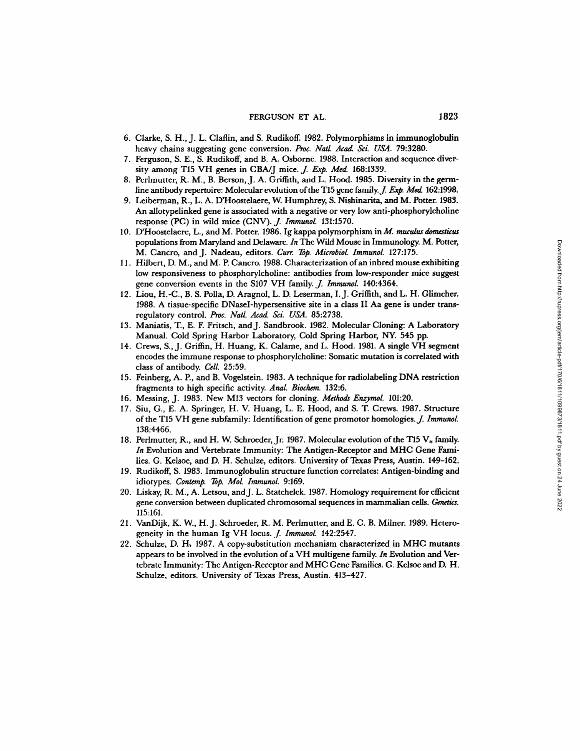6. Clarke, S. H., J. L. Claflin, and S. Rudikoff. 1982. Polymorphisms in immunoglobulin heavy chains suggesting gene conversion. *Proc. Natl. Acad. Sci. USA.* 79:3280.
7. Ferguson, S. E., S. Rudikoff, and B. A. Osborne. 1988. Interaction and sequence diversity among T15 VH genes in CBA/J mice. *J. Exp. Med.* 168:1339.
8. Perlmutter, R. M., B. Berson, J. A. Griffith, and L. Hood. 1985. Diversity in the germline antibody repertoire: Molecular evolution of the T15 gene family. *J. Exp. Med.* 162:1998.
9. Leiberman, R., L. A. D'Hoostelaere, W. Humphrey, S. Nishinarita, and M. Potter. 1983. An allotypelinked gene is associated with a negative or very low anti-phosphorylcholine response (PC) in wild mice (CNV). *J. Immunol.* 131:1570.
10. D'Hoostelaere, L., and M. Potter. 1986. Ig kappa polymorphism in *M. muculus domesticus* populations from Maryland and Delaware. *In* The Wild Mouse in Immunology. M. Potter, M. Cancro, and J. Nadeau, editors. *Curr. Top. Microbiol. Immunol.* 127:175.
11. Hilbert, D. M., and M. P. Cancro. 1988. Characterization of an inbred mouse exhibiting low responsiveness to phosphorylcholine: antibodies from low-responder mice suggest gene conversion events in the S107 VH family. *J. Immunol.* 140:4364.
12. Liou, H.-C., B. S. Polla, D. Aragnol, L. D. Leserman, I. J. Griffith, and L. H. Glimcher. 1988. A tissue-specific DNaseI-hypersensitive site in a class II Aa gene is under trans-regulatory control. *Proc. Natl. Acad. Sci. USA.* 85:2738.
13. Maniatis, T., E. F. Fritsch, and J. Sandbrook. 1982. Molecular Cloning: A Laboratory Manual. Cold Spring Harbor Laboratory, Cold Spring Harbor, NY. 545 pp.
14. Crews, S., J. Griffin, H. Huang, K. Calame, and L. Hood. 1981. A single VH segment encodes the immune response to phosphorylcholine: Somatic mutation is correlated with class of antibody. *Cell.* 25:59.
15. Feinberg, A. P., and B. Vogelstein. 1983. A technique for radiolabeling DNA restriction fragments to high specific activity. *Anal. Biochem.* 132:6.
16. Messing, J. 1983. New M13 vectors for cloning. *Methods Enzymol.* 101:20.
17. Siu, G., E. A. Springer, H. V. Huang, L. E. Hood, and S. T. Crews. 1987. Structure of the T15 VH gene subfamily: Identification of gene promotor homologies. *J. Immunol.* 138:4466.
18. Perlmutter, R., and H. W. Schroeder, Jr. 1987. Molecular evolution of the T15 $V_H$ family. *In* Evolution and Vertebrate Immunity: The Antigen-Receptor and MHC Gene Families. G. Kelsoe, and D. H. Schulze, editors. University of Texas Press, Austin. 149–162.
19. Rudikoff, S. 1983. Immunoglobulin structure function correlates: Antigen-binding and idiotypes. *Contemp. Top. Mol. Immunol.* 9:169.
20. Liskay, R. M., A. Letsou, and J. L. Statchelek. 1987. Homology requirement for efficient gene conversion between duplicated chromosomal sequences in mammalian cells. *Genetics.* 115:161.
21. VanDijk, K. W., H. J. Schroeder, R. M. Perlmutter, and E. C. B. Milner. 1989. Heterogeneity in the human Ig VH locus. *J. Immunol.* 142:2547.
22. Schulze, D. H. 1987. A copy-substitution mechanism characterized in MHC mutants appears to be involved in the evolution of a VH multigene family. *In* Evolution and Vertebrate Immunity: The Antigen-Receptor and MHC Gene Families. G. Kelsoe and D. H. Schulze, editors. University of Texas Press, Austin. 413–427.